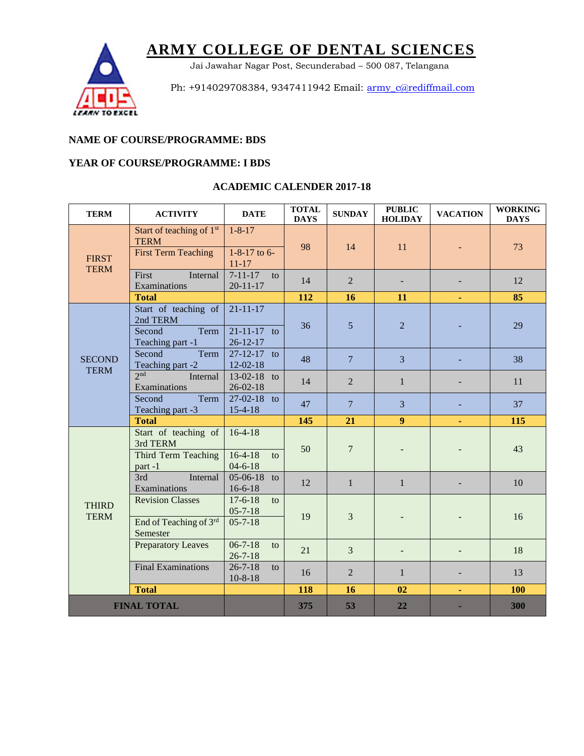# ARMY COLLEGE OF DENTAL SCIENCES

Jai Jawahar Nagar Post, Secunderabad – 500 087, Telangana

Ph: +914029708384, 9347411942 Email: army_c@rediffmail.com

**NAME OF COURSE/PROGRAMME: BDS**

**YEAR OF COURSE/PROGRAMME: I BDS**

**ACADEMIC CALENDER 2017-18**

| TERM | ACTIVITY | DATE | TOTAL DAYS | SUNDAY | PUBLIC HOLIDAY | VACATION | WORKING DAYS |
|---|---|---|---|---|---|---|---|
| FIRST TERM | Start of teaching of 1st TERM | 1-8-17 | 98 | 14 | 11 | - | 73 |
| | First Term Teaching | 1-8-17 to 6-11-17 | | | | | |
| | First Internal Examinations | 7-11-17 to 20-11-17 | 14 | 2 | - | - | 12 |
| | **Total** | | **112** | **16** | **11** | **-** | **85** |
| SECOND TERM | Start of teaching of 2nd TERM | 21-11-17 | 36 | 5 | 2 | - | 29 |
| | Second Term Teaching part -1 | 21-11-17 to 26-12-17 | | | | | |
| | Second Term Teaching part -2 | 27-12-17 to 12-02-18 | 48 | 7 | 3 | - | 38 |
| | 2nd Internal Examinations | 13-02-18 to 26-02-18 | 14 | 2 | 1 | - | 11 |
| | Second Term Teaching part -3 | 27-02-18 to 15-4-18 | 47 | 7 | 3 | - | 37 |
| | **Total** | | **145** | **21** | **9** | **-** | **115** |
| THIRD TERM | Start of teaching of 3rd TERM | 16-4-18 | 50 | 7 | - | - | 43 |
| | Third Term Teaching part -1 | 16-4-18 to 04-6-18 | | | | | |
| | 3rd Internal Examinations | 05-06-18 to 16-6-18 | 12 | 1 | 1 | - | 10 |
| | Revision Classes | 17-6-18 to 05-7-18 | 19 | 3 | - | - | 16 |
| | End of Teaching of 3rd Semester | 05-7-18 | | | | | |
| | Preparatory Leaves | 06-7-18 to 26-7-18 | 21 | 3 | - | - | 18 |
| | Final Examinations | 26-7-18 to 10-8-18 | 16 | 2 | 1 | - | 13 |
| | **Total** | | **118** | **16** | **02** | **-** | **100** |
| **FINAL TOTAL** | | | **375** | **53** | **22** | **-** | **300** |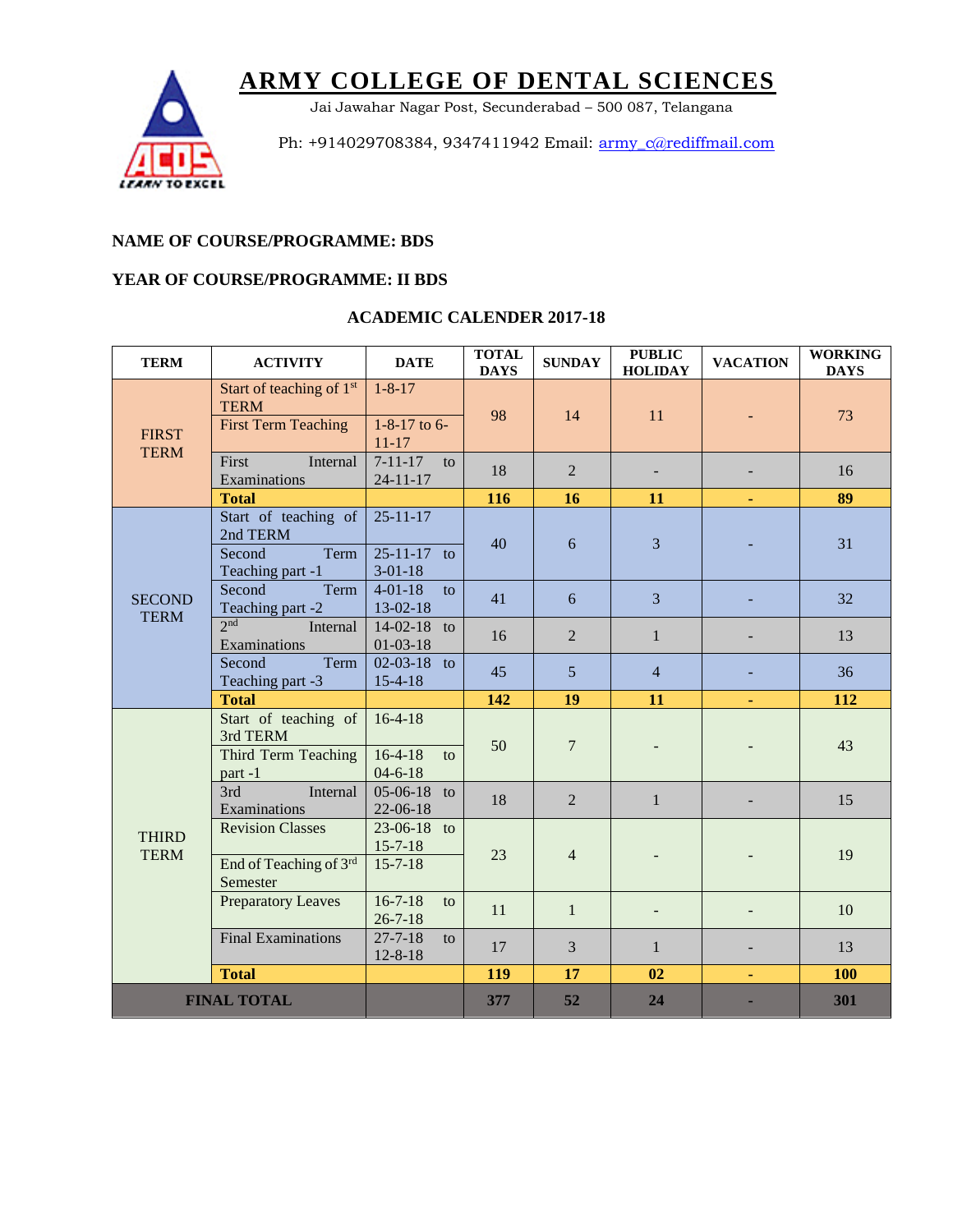# ARMY COLLEGE OF DENTAL SCIENCES

Jai Jawahar Nagar Post, Secunderabad – 500 087, Telangana

Ph: +914029708384, 9347411942 Email: army_c@rediffmail.com

**NAME OF COURSE/PROGRAMME: BDS**

**YEAR OF COURSE/PROGRAMME: II BDS**

**ACADEMIC CALENDER 2017-18**

| TERM | ACTIVITY | DATE | TOTAL DAYS | SUNDAY | PUBLIC HOLIDAY | VACATION | WORKING DAYS |
|---|---|---|---|---|---|---|---|
| FIRST TERM | Start of teaching of 1st TERM | 1-8-17 | 98 | 14 | 11 | - | 73 |
| | First Term Teaching | 1-8-17 to 6-11-17 | | | | | |
| | First Internal Examinations | 7-11-17 to 24-11-17 | 18 | 2 | - | - | 16 |
| | **Total** | | **116** | **16** | **11** | **-** | **89** |
| SECOND TERM | Start of teaching of 2nd TERM | 25-11-17 | 40 | 6 | 3 | - | 31 |
| | Second Term Teaching part -1 | 25-11-17 to 3-01-18 | | | | | |
| | Second Term Teaching part -2 | 4-01-18 to 13-02-18 | 41 | 6 | 3 | - | 32 |
| | 2nd Internal Examinations | 14-02-18 to 01-03-18 | 16 | 2 | 1 | - | 13 |
| | Second Term Teaching part -3 | 02-03-18 to 15-4-18 | 45 | 5 | 4 | - | 36 |
| | **Total** | | **142** | **19** | **11** | **-** | **112** |
| THIRD TERM | Start of teaching of 3rd TERM | 16-4-18 | 50 | 7 | - | - | 43 |
| | Third Term Teaching part -1 | 16-4-18 to 04-6-18 | | | | | |
| | 3rd Internal Examinations | 05-06-18 to 22-06-18 | 18 | 2 | 1 | - | 15 |
| | Revision Classes | 23-06-18 to 15-7-18 | 23 | 4 | - | - | 19 |
| | End of Teaching of 3rd Semester | 15-7-18 | | | | | |
| | Preparatory Leaves | 16-7-18 to 26-7-18 | 11 | 1 | - | - | 10 |
| | Final Examinations | 27-7-18 to 12-8-18 | 17 | 3 | 1 | - | 13 |
| | **Total** | | **119** | **17** | **02** | **-** | **100** |
| **FINAL TOTAL** | | | **377** | **52** | **24** | **-** | **301** |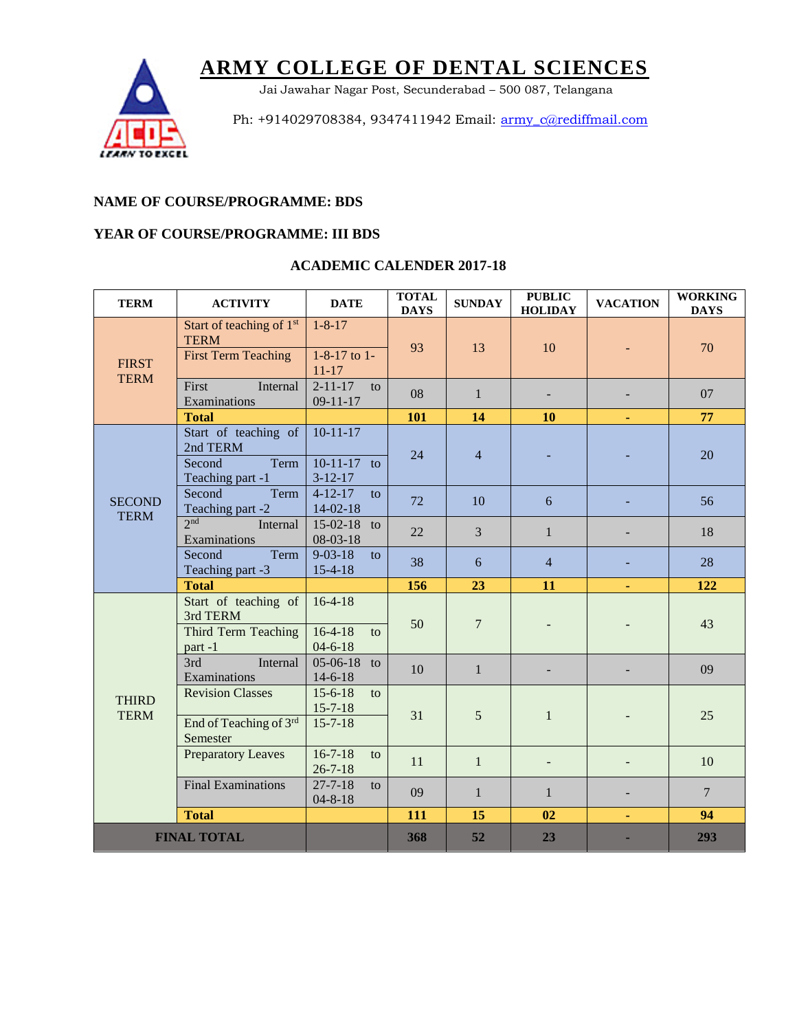# ARMY COLLEGE OF DENTAL SCIENCES

Jai Jawahar Nagar Post, Secunderabad – 500 087, Telangana

Ph: +914029708384, 9347411942 Email: army_c@rediffmail.com

**NAME OF COURSE/PROGRAMME: BDS**

**YEAR OF COURSE/PROGRAMME: III BDS**

**ACADEMIC CALENDER 2017-18**

| TERM | ACTIVITY | DATE | TOTAL DAYS | SUNDAY | PUBLIC HOLIDAY | VACATION | WORKING DAYS |
|---|---|---|---|---|---|---|---|
| FIRST TERM | Start of teaching of 1st TERM | 1-8-17 | 93 | 13 | 10 | - | 70 |
| | First Term Teaching | 1-8-17 to 1-11-17 | | | | | |
| | First Internal Examinations | 2-11-17 to 09-11-17 | 08 | 1 | - | - | 07 |
| | **Total** | | **101** | **14** | **10** | **-** | **77** |
| SECOND TERM | Start of teaching of 2nd TERM | 10-11-17 | 24 | 4 | - | - | 20 |
| | Second Term Teaching part -1 | 10-11-17 to 3-12-17 | | | | | |
| | Second Term Teaching part -2 | 4-12-17 to 14-02-18 | 72 | 10 | 6 | - | 56 |
| | 2nd Internal Examinations | 15-02-18 to 08-03-18 | 22 | 3 | 1 | - | 18 |
| | Second Term Teaching part -3 | 9-03-18 to 15-4-18 | 38 | 6 | 4 | - | 28 |
| | **Total** | | **156** | **23** | **11** | **-** | **122** |
| THIRD TERM | Start of teaching of 3rd TERM | 16-4-18 | 50 | 7 | - | - | 43 |
| | Third Term Teaching part -1 | 16-4-18 to 04-6-18 | | | | | |
| | 3rd Internal Examinations | 05-06-18 to 14-6-18 | 10 | 1 | - | - | 09 |
| | Revision Classes | 15-6-18 to 15-7-18 | 31 | 5 | 1 | - | 25 |
| | End of Teaching of 3rd Semester | 15-7-18 | | | | | |
| | Preparatory Leaves | 16-7-18 to 26-7-18 | 11 | 1 | - | - | 10 |
| | Final Examinations | 27-7-18 to 04-8-18 | 09 | 1 | 1 | - | 7 |
| | **Total** | | **111** | **15** | **02** | **-** | **94** |
| **FINAL TOTAL** | | | **368** | **52** | **23** | **-** | **293** |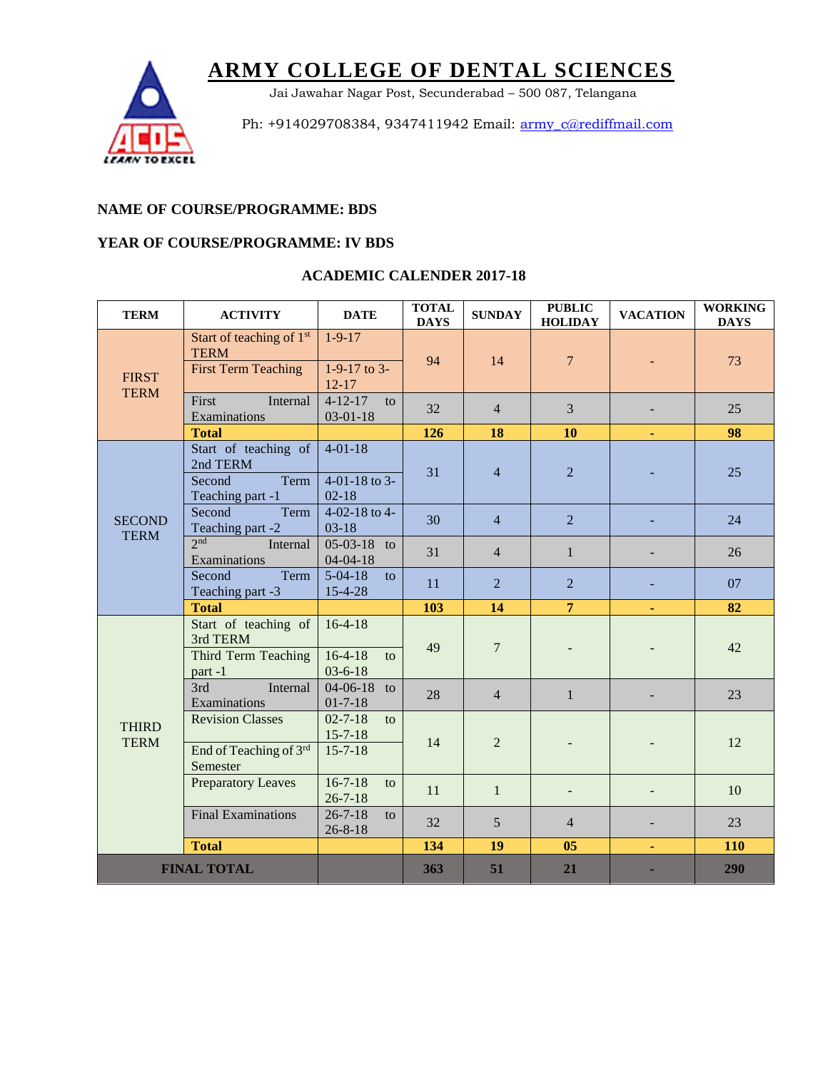# ARMY COLLEGE OF DENTAL SCIENCES

Jai Jawahar Nagar Post, Secunderabad – 500 087, Telangana

Ph: +914029708384, 9347411942 Email: army_c@rediffmail.com

**NAME OF COURSE/PROGRAMME: BDS**

**YEAR OF COURSE/PROGRAMME: IV BDS**

**ACADEMIC CALENDER 2017-18**

| TERM | ACTIVITY | DATE | TOTAL DAYS | SUNDAY | PUBLIC HOLIDAY | VACATION | WORKING DAYS |
|---|---|---|---|---|---|---|---|
| FIRST TERM | Start of teaching of 1st TERM | 1-9-17 | 94 | 14 | 7 | - | 73 |
| | First Term Teaching | 1-9-17 to 3-12-17 | | | | | |
| | First Internal Examinations | 4-12-17 to 03-01-18 | 32 | 4 | 3 | - | 25 |
| | **Total** | | **126** | **18** | **10** | **-** | **98** |
| SECOND TERM | Start of teaching of 2nd TERM | 4-01-18 | 31 | 4 | 2 | - | 25 |
| | Second Term Teaching part -1 | 4-01-18 to 3-02-18 | | | | | |
| | Second Term Teaching part -2 | 4-02-18 to 4-03-18 | 30 | 4 | 2 | - | 24 |
| | 2nd Internal Examinations | 05-03-18 to 04-04-18 | 31 | 4 | 1 | - | 26 |
| | Second Term Teaching part -3 | 5-04-18 to 15-4-28 | 11 | 2 | 2 | - | 07 |
| | **Total** | | **103** | **14** | **7** | **-** | **82** |
| THIRD TERM | Start of teaching of 3rd TERM | 16-4-18 | 49 | 7 | - | - | 42 |
| | Third Term Teaching part -1 | 16-4-18 to 03-6-18 | | | | | |
| | 3rd Internal Examinations | 04-06-18 to 01-7-18 | 28 | 4 | 1 | - | 23 |
| | Revision Classes | 02-7-18 to 15-7-18 | 14 | 2 | - | - | 12 |
| | End of Teaching of 3rd Semester | 15-7-18 | | | | | |
| | Preparatory Leaves | 16-7-18 to 26-7-18 | 11 | 1 | - | - | 10 |
| | Final Examinations | 26-7-18 to 26-8-18 | 32 | 5 | 4 | - | 23 |
| | **Total** | | **134** | **19** | **05** | **-** | **110** |
| **FINAL TOTAL** | | | **363** | **51** | **21** | **-** | **290** |